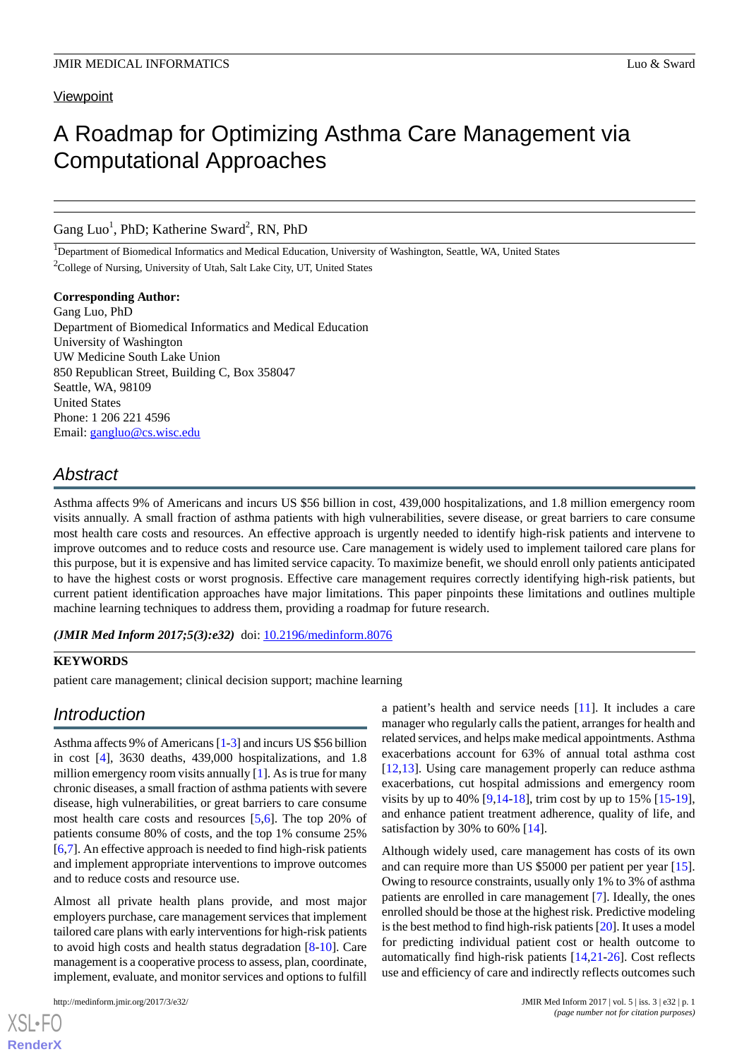Viewpoint

# A Roadmap for Optimizing Asthma Care Management via Computational Approaches

Gang Luo[1], PhD; Katherine Sward[2], RN, PhD

[1]Department of Biomedical Informatics and Medical Education, University of Washington, Seattle, WA, United States

[2]College of Nursing, University of Utah, Salt Lake City, UT, United States

**Corresponding Author:**
Gang Luo, PhD
Department of Biomedical Informatics and Medical Education
University of Washington
UW Medicine South Lake Union
850 Republican Street, Building C, Box 358047
Seattle, WA, 98109
United States
Phone: 1 206 221 4596
Email: gangluo@cs.wisc.edu

## Abstract

Asthma affects 9% of Americans and incurs US $56 billion in cost, 439,000 hospitalizations, and 1.8 million emergency room visits annually. A small fraction of asthma patients with high vulnerabilities, severe disease, or great barriers to care consume most health care costs and resources. An effective approach is urgently needed to identify high-risk patients and intervene to improve outcomes and to reduce costs and resource use. Care management is widely used to implement tailored care plans for this purpose, but it is expensive and has limited service capacity. To maximize benefit, we should enroll only patients anticipated to have the highest costs or worst prognosis. Effective care management requires correctly identifying high-risk patients, but current patient identification approaches have major limitations. This paper pinpoints these limitations and outlines multiple machine learning techniques to address them, providing a roadmap for future research.

***(JMIR Med Inform 2017;5(3):e32)*** doi: 10.2196/medinform.8076

**KEYWORDS**

patient care management; clinical decision support; machine learning

## Introduction

Asthma affects 9% of Americans [1-3] and incurs US $56 billion in cost [4], 3630 deaths, 439,000 hospitalizations, and 1.8 million emergency room visits annually [1]. As is true for many chronic diseases, a small fraction of asthma patients with severe disease, high vulnerabilities, or great barriers to care consume most health care costs and resources [5,6]. The top 20% of patients consume 80% of costs, and the top 1% consume 25% [6,7]. An effective approach is needed to find high-risk patients and implement appropriate interventions to improve outcomes and to reduce costs and resource use.

Almost all private health plans provide, and most major employers purchase, care management services that implement tailored care plans with early interventions for high-risk patients to avoid high costs and health status degradation [8-10]. Care management is a cooperative process to assess, plan, coordinate, implement, evaluate, and monitor services and options to fulfill a patient's health and service needs [11]. It includes a care manager who regularly calls the patient, arranges for health and related services, and helps make medical appointments. Asthma exacerbations account for 63% of annual total asthma cost [12,13]. Using care management properly can reduce asthma exacerbations, cut hospital admissions and emergency room visits by up to 40% [9,14-18], trim cost by up to 15% [15-19], and enhance patient treatment adherence, quality of life, and satisfaction by 30% to 60% [14].

Although widely used, care management has costs of its own and can require more than US $5000 per patient per year [15]. Owing to resource constraints, usually only 1% to 3% of asthma patients are enrolled in care management [7]. Ideally, the ones enrolled should be those at the highest risk. Predictive modeling is the best method to find high-risk patients [20]. It uses a model for predicting individual patient cost or health outcome to automatically find high-risk patients [14,21-26]. Cost reflects use and efficiency of care and indirectly reflects outcomes such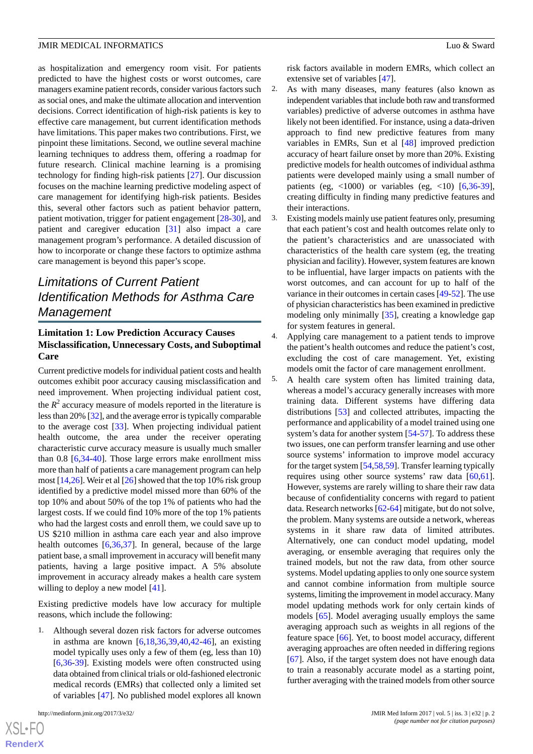as hospitalization and emergency room visit. For patients predicted to have the highest costs or worst outcomes, care managers examine patient records, consider various factors such as social ones, and make the ultimate allocation and intervention decisions. Correct identification of high-risk patients is key to effective care management, but current identification methods have limitations. This paper makes two contributions. First, we pinpoint these limitations. Second, we outline several machine learning techniques to address them, offering a roadmap for future research. Clinical machine learning is a promising technology for finding high-risk patients [27]. Our discussion focuses on the machine learning predictive modeling aspect of care management for identifying high-risk patients. Besides this, several other factors such as patient behavior pattern, patient motivation, trigger for patient engagement [28-30], and patient and caregiver education [31] also impact a care management program's performance. A detailed discussion of how to incorporate or change these factors to optimize asthma care management is beyond this paper's scope.

## Limitations of Current Patient Identification Methods for Asthma Care Management

### Limitation 1: Low Prediction Accuracy Causes Misclassification, Unnecessary Costs, and Suboptimal Care

Current predictive models for individual patient costs and health outcomes exhibit poor accuracy causing misclassification and need improvement. When projecting individual patient cost, the $R^2$ accuracy measure of models reported in the literature is less than 20% [32], and the average error is typically comparable to the average cost [33]. When projecting individual patient health outcome, the area under the receiver operating characteristic curve accuracy measure is usually much smaller than 0.8 [6,34-40]. Those large errors make enrollment miss more than half of patients a care management program can help most [14,26]. Weir et al [26] showed that the top 10% risk group identified by a predictive model missed more than 60% of the top 10% and about 50% of the top 1% of patients who had the largest costs. If we could find 10% more of the top 1% patients who had the largest costs and enroll them, we could save up to US $210 million in asthma care each year and also improve health outcomes [6,36,37]. In general, because of the large patient base, a small improvement in accuracy will benefit many patients, having a large positive impact. A 5% absolute improvement in accuracy already makes a health care system willing to deploy a new model [41].

Existing predictive models have low accuracy for multiple reasons, which include the following:

1. Although several dozen risk factors for adverse outcomes in asthma are known [6,18,36,39,40,42-46], an existing model typically uses only a few of them (eg, less than 10) [6,36-39]. Existing models were often constructed using data obtained from clinical trials or old-fashioned electronic medical records (EMRs) that collected only a limited set of variables [47]. No published model explores all known risk factors available in modern EMRs, which collect an extensive set of variables [47].
2. As with many diseases, many features (also known as independent variables that include both raw and transformed variables) predictive of adverse outcomes in asthma have likely not been identified. For instance, using a data-driven approach to find new predictive features from many variables in EMRs, Sun et al [48] improved prediction accuracy of heart failure onset by more than 20%. Existing predictive models for health outcomes of individual asthma patients were developed mainly using a small number of patients (eg, <1000) or variables (eg, <10) [6,36-39], creating difficulty in finding many predictive features and their interactions.
3. Existing models mainly use patient features only, presuming that each patient's cost and health outcomes relate only to the patient's characteristics and are unassociated with characteristics of the health care system (eg, the treating physician and facility). However, system features are known to be influential, have larger impacts on patients with the worst outcomes, and can account for up to half of the variance in their outcomes in certain cases [49-52]. The use of physician characteristics has been examined in predictive modeling only minimally [35], creating a knowledge gap for system features in general.
4. Applying care management to a patient tends to improve the patient's health outcomes and reduce the patient's cost, excluding the cost of care management. Yet, existing models omit the factor of care management enrollment.
5. A health care system often has limited training data, whereas a model's accuracy generally increases with more training data. Different systems have differing data distributions [53] and collected attributes, impacting the performance and applicability of a model trained using one system's data for another system [54-57]. To address these two issues, one can perform transfer learning and use other source systems' information to improve model accuracy for the target system [54,58,59]. Transfer learning typically requires using other source systems' raw data [60,61]. However, systems are rarely willing to share their raw data because of confidentiality concerns with regard to patient data. Research networks [62-64] mitigate, but do not solve, the problem. Many systems are outside a network, whereas systems in it share raw data of limited attributes. Alternatively, one can conduct model updating, model averaging, or ensemble averaging that requires only the trained models, but not the raw data, from other source systems. Model updating applies to only one source system and cannot combine information from multiple source systems, limiting the improvement in model accuracy. Many model updating methods work for only certain kinds of models [65]. Model averaging usually employs the same averaging approach such as weights in all regions of the feature space [66]. Yet, to boost model accuracy, different averaging approaches are often needed in differing regions [67]. Also, if the target system does not have enough data to train a reasonably accurate model as a starting point, further averaging with the trained models from other source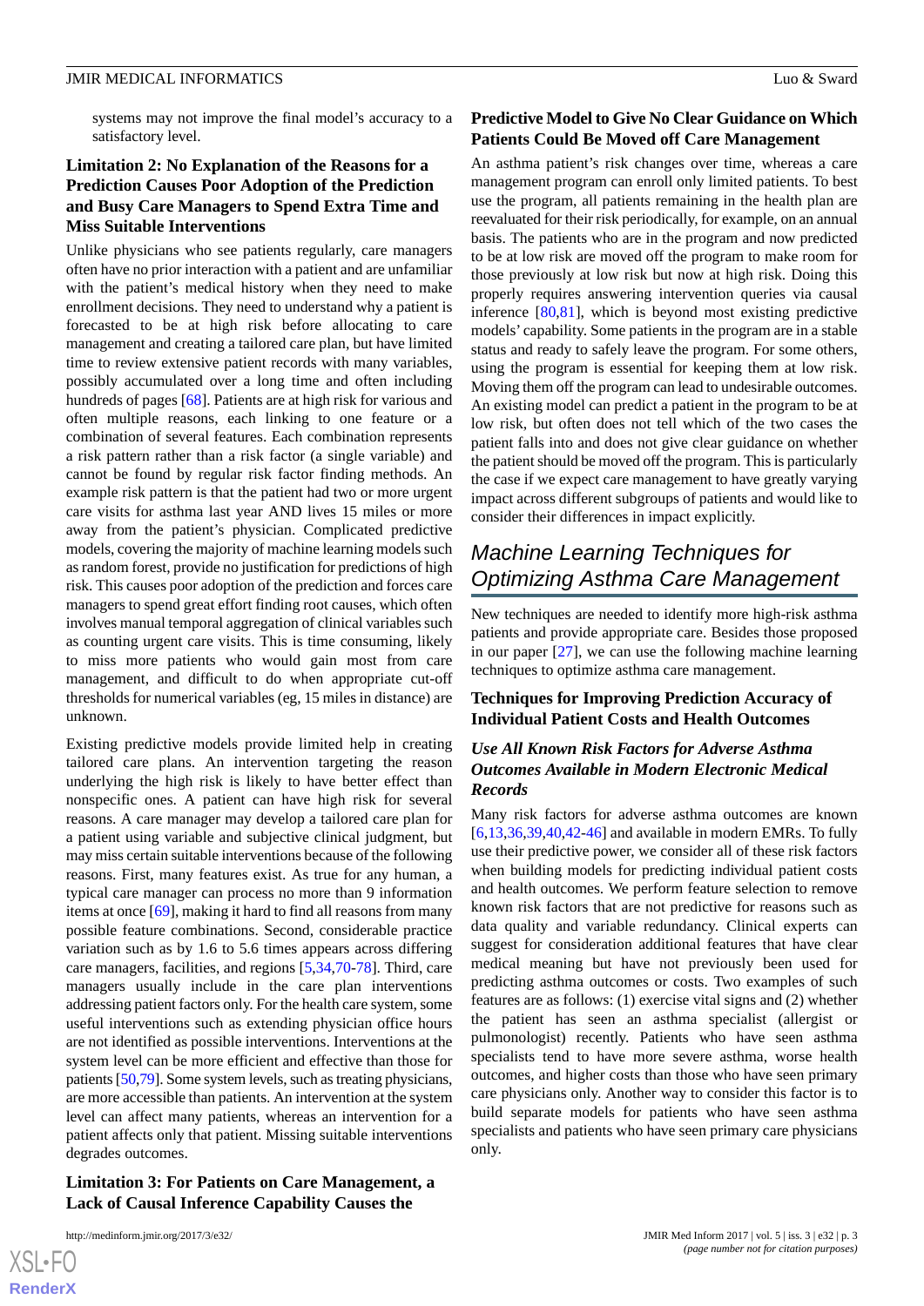systems may not improve the final model's accuracy to a satisfactory level.

### Limitation 2: No Explanation of the Reasons for a Prediction Causes Poor Adoption of the Prediction and Busy Care Managers to Spend Extra Time and Miss Suitable Interventions

Unlike physicians who see patients regularly, care managers often have no prior interaction with a patient and are unfamiliar with the patient's medical history when they need to make enrollment decisions. They need to understand why a patient is forecasted to be at high risk before allocating to care management and creating a tailored care plan, but have limited time to review extensive patient records with many variables, possibly accumulated over a long time and often including hundreds of pages [68]. Patients are at high risk for various and often multiple reasons, each linking to one feature or a combination of several features. Each combination represents a risk pattern rather than a risk factor (a single variable) and cannot be found by regular risk factor finding methods. An example risk pattern is that the patient had two or more urgent care visits for asthma last year AND lives 15 miles or more away from the patient's physician. Complicated predictive models, covering the majority of machine learning models such as random forest, provide no justification for predictions of high risk. This causes poor adoption of the prediction and forces care managers to spend great effort finding root causes, which often involves manual temporal aggregation of clinical variables such as counting urgent care visits. This is time consuming, likely to miss more patients who would gain most from care management, and difficult to do when appropriate cut-off thresholds for numerical variables (eg, 15 miles in distance) are unknown.

Existing predictive models provide limited help in creating tailored care plans. An intervention targeting the reason underlying the high risk is likely to have better effect than nonspecific ones. A patient can have high risk for several reasons. A care manager may develop a tailored care plan for a patient using variable and subjective clinical judgment, but may miss certain suitable interventions because of the following reasons. First, many features exist. As true for any human, a typical care manager can process no more than 9 information items at once [69], making it hard to find all reasons from many possible feature combinations. Second, considerable practice variation such as by 1.6 to 5.6 times appears across differing care managers, facilities, and regions [5,34,70-78]. Third, care managers usually include in the care plan interventions addressing patient factors only. For the health care system, some useful interventions such as extending physician office hours are not identified as possible interventions. Interventions at the system level can be more efficient and effective than those for patients [50,79]. Some system levels, such as treating physicians, are more accessible than patients. An intervention at the system level can affect many patients, whereas an intervention for a patient affects only that patient. Missing suitable interventions degrades outcomes.

### Limitation 3: For Patients on Care Management, a Lack of Causal Inference Capability Causes the Predictive Model to Give No Clear Guidance on Which Patients Could Be Moved off Care Management

An asthma patient's risk changes over time, whereas a care management program can enroll only limited patients. To best use the program, all patients remaining in the health plan are reevaluated for their risk periodically, for example, on an annual basis. The patients who are in the program and now predicted to be at low risk are moved off the program to make room for those previously at low risk but now at high risk. Doing this properly requires answering intervention queries via causal inference [80,81], which is beyond most existing predictive models' capability. Some patients in the program are in a stable status and ready to safely leave the program. For some others, using the program is essential for keeping them at low risk. Moving them off the program can lead to undesirable outcomes. An existing model can predict a patient in the program to be at low risk, but often does not tell which of the two cases the patient falls into and does not give clear guidance on whether the patient should be moved off the program. This is particularly the case if we expect care management to have greatly varying impact across different subgroups of patients and would like to consider their differences in impact explicitly.

## Machine Learning Techniques for Optimizing Asthma Care Management

New techniques are needed to identify more high-risk asthma patients and provide appropriate care. Besides those proposed in our paper [27], we can use the following machine learning techniques to optimize asthma care management.

### Techniques for Improving Prediction Accuracy of Individual Patient Costs and Health Outcomes

#### *Use All Known Risk Factors for Adverse Asthma Outcomes Available in Modern Electronic Medical Records*

Many risk factors for adverse asthma outcomes are known [6,13,36,39,40,42-46] and available in modern EMRs. To fully use their predictive power, we consider all of these risk factors when building models for predicting individual patient costs and health outcomes. We perform feature selection to remove known risk factors that are not predictive for reasons such as data quality and variable redundancy. Clinical experts can suggest for consideration additional features that have clear medical meaning but have not previously been used for predicting asthma outcomes or costs. Two examples of such features are as follows: (1) exercise vital signs and (2) whether the patient has seen an asthma specialist (allergist or pulmonologist) recently. Patients who have seen asthma specialists tend to have more severe asthma, worse health outcomes, and higher costs than those who have seen primary care physicians only. Another way to consider this factor is to build separate models for patients who have seen asthma specialists and patients who have seen primary care physicians only.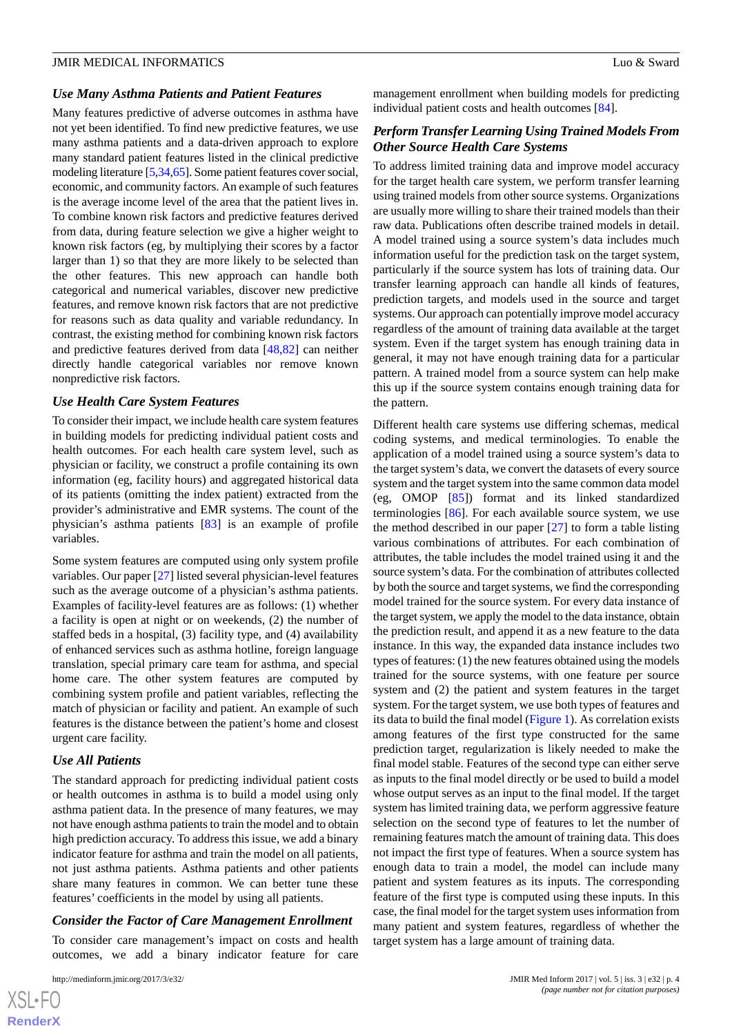### *Use Many Asthma Patients and Patient Features*

Many features predictive of adverse outcomes in asthma have not yet been identified. To find new predictive features, we use many asthma patients and a data-driven approach to explore many standard patient features listed in the clinical predictive modeling literature [5,34,65]. Some patient features cover social, economic, and community factors. An example of such features is the average income level of the area that the patient lives in. To combine known risk factors and predictive features derived from data, during feature selection we give a higher weight to known risk factors (eg, by multiplying their scores by a factor larger than 1) so that they are more likely to be selected than the other features. This new approach can handle both categorical and numerical variables, discover new predictive features, and remove known risk factors that are not predictive for reasons such as data quality and variable redundancy. In contrast, the existing method for combining known risk factors and predictive features derived from data [48,82] can neither directly handle categorical variables nor remove known nonpredictive risk factors.

### *Use Health Care System Features*

To consider their impact, we include health care system features in building models for predicting individual patient costs and health outcomes. For each health care system level, such as physician or facility, we construct a profile containing its own information (eg, facility hours) and aggregated historical data of its patients (omitting the index patient) extracted from the provider's administrative and EMR systems. The count of the physician's asthma patients [83] is an example of profile variables.

Some system features are computed using only system profile variables. Our paper [27] listed several physician-level features such as the average outcome of a physician's asthma patients. Examples of facility-level features are as follows: (1) whether a facility is open at night or on weekends, (2) the number of staffed beds in a hospital, (3) facility type, and (4) availability of enhanced services such as asthma hotline, foreign language translation, special primary care team for asthma, and special home care. The other system features are computed by combining system profile and patient variables, reflecting the match of physician or facility and patient. An example of such features is the distance between the patient's home and closest urgent care facility.

### *Use All Patients*

The standard approach for predicting individual patient costs or health outcomes in asthma is to build a model using only asthma patient data. In the presence of many features, we may not have enough asthma patients to train the model and to obtain high prediction accuracy. To address this issue, we add a binary indicator feature for asthma and train the model on all patients, not just asthma patients. Asthma patients and other patients share many features in common. We can better tune these features' coefficients in the model by using all patients.

### *Consider the Factor of Care Management Enrollment*

To consider care management's impact on costs and health outcomes, we add a binary indicator feature for care management enrollment when building models for predicting individual patient costs and health outcomes [84].

### *Perform Transfer Learning Using Trained Models From Other Source Health Care Systems*

To address limited training data and improve model accuracy for the target health care system, we perform transfer learning using trained models from other source systems. Organizations are usually more willing to share their trained models than their raw data. Publications often describe trained models in detail. A model trained using a source system's data includes much information useful for the prediction task on the target system, particularly if the source system has lots of training data. Our transfer learning approach can handle all kinds of features, prediction targets, and models used in the source and target systems. Our approach can potentially improve model accuracy regardless of the amount of training data available at the target system. Even if the target system has enough training data in general, it may not have enough training data for a particular pattern. A trained model from a source system can help make this up if the source system contains enough training data for the pattern.

Different health care systems use differing schemas, medical coding systems, and medical terminologies. To enable the application of a model trained using a source system's data to the target system's data, we convert the datasets of every source system and the target system into the same common data model (eg, OMOP [85]) format and its linked standardized terminologies [86]. For each available source system, we use the method described in our paper [27] to form a table listing various combinations of attributes. For each combination of attributes, the table includes the model trained using it and the source system's data. For the combination of attributes collected by both the source and target systems, we find the corresponding model trained for the source system. For every data instance of the target system, we apply the model to the data instance, obtain the prediction result, and append it as a new feature to the data instance. In this way, the expanded data instance includes two types of features: (1) the new features obtained using the models trained for the source systems, with one feature per source system and (2) the patient and system features in the target system. For the target system, we use both types of features and its data to build the final model (Figure 1). As correlation exists among features of the first type constructed for the same prediction target, regularization is likely needed to make the final model stable. Features of the second type can either serve as inputs to the final model directly or be used to build a model whose output serves as an input to the final model. If the target system has limited training data, we perform aggressive feature selection on the second type of features to let the number of remaining features match the amount of training data. This does not impact the first type of features. When a source system has enough data to train a model, the model can include many patient and system features as its inputs. The corresponding feature of the first type is computed using these inputs. In this case, the final model for the target system uses information from many patient and system features, regardless of whether the target system has a large amount of training data.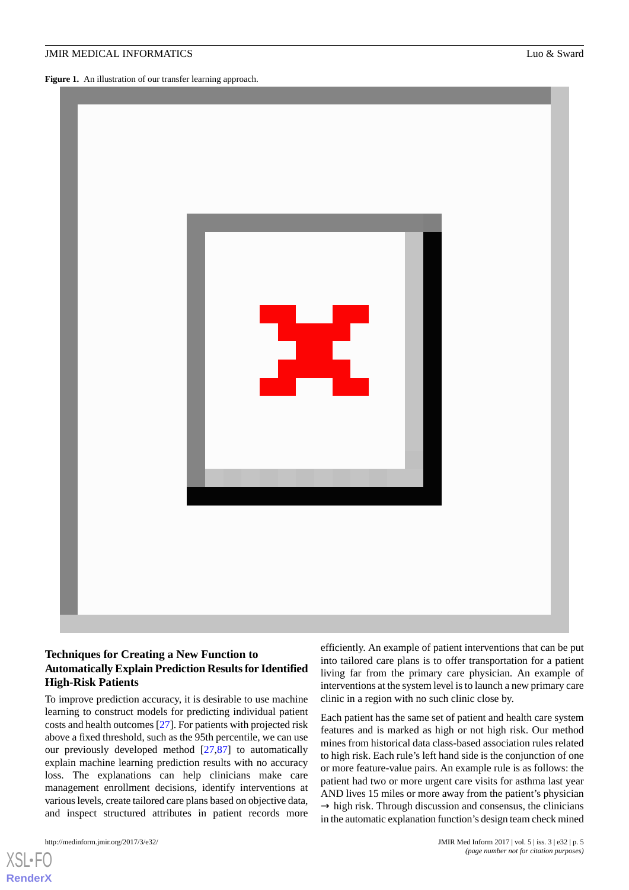**Figure 1.** An illustration of our transfer learning approach.

### Techniques for Creating a New Function to Automatically Explain Prediction Results for Identified High-Risk Patients

To improve prediction accuracy, it is desirable to use machine learning to construct models for predicting individual patient costs and health outcomes [27]. For patients with projected risk above a fixed threshold, such as the 95th percentile, we can use our previously developed method [27,87] to automatically explain machine learning prediction results with no accuracy loss. The explanations can help clinicians make care management enrollment decisions, identify interventions at various levels, create tailored care plans based on objective data, and inspect structured attributes in patient records more efficiently. An example of patient interventions that can be put into tailored care plans is to offer transportation for a patient living far from the primary care physician. An example of interventions at the system level is to launch a new primary care clinic in a region with no such clinic close by.

Each patient has the same set of patient and health care system features and is marked as high or not high risk. Our method mines from historical data class-based association rules related to high risk. Each rule's left hand side is the conjunction of one or more feature-value pairs. An example rule is as follows: the patient had two or more urgent care visits for asthma last year AND lives 15 miles or more away from the patient's physician → high risk. Through discussion and consensus, the clinicians in the automatic explanation function's design team check mined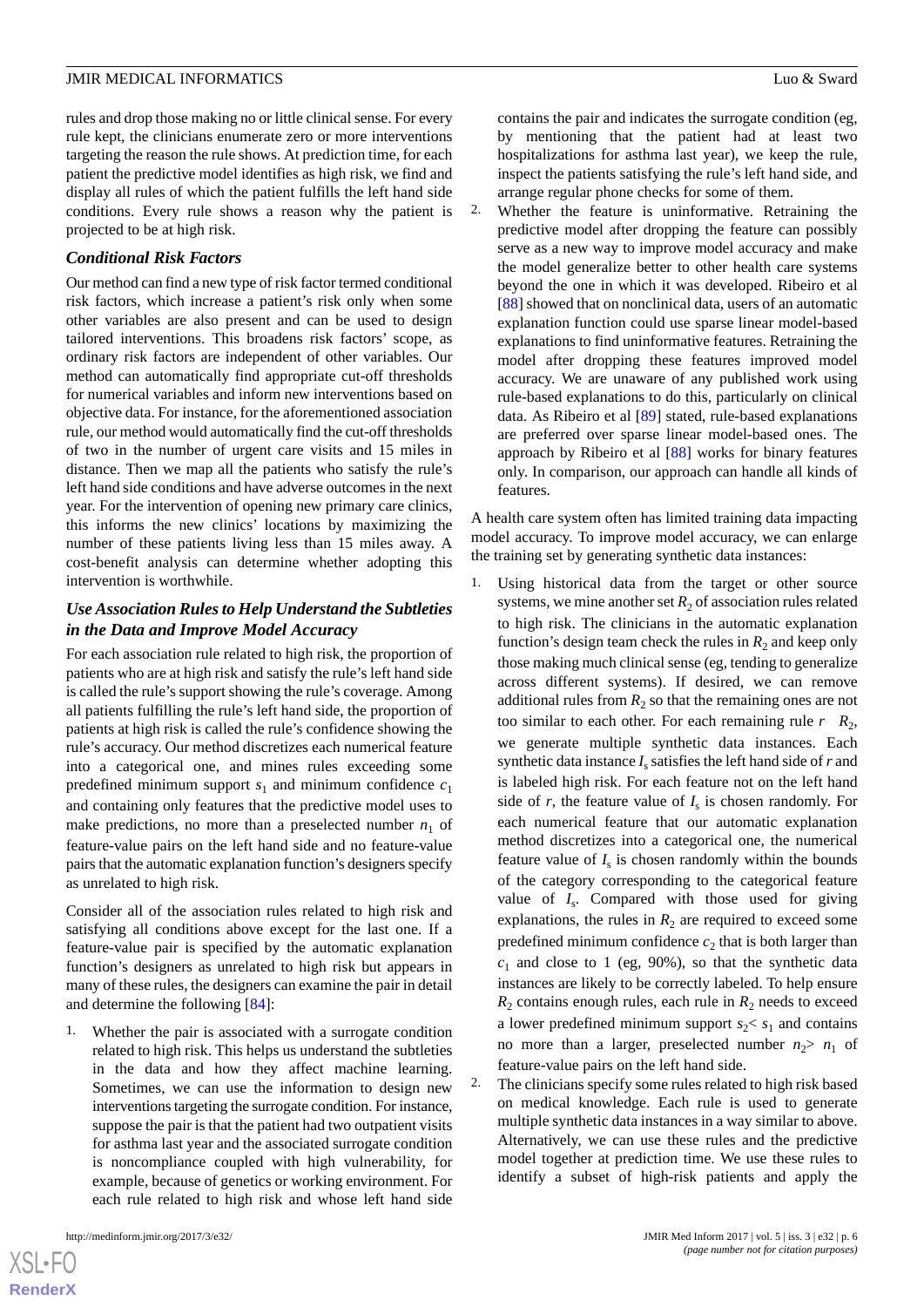rules and drop those making no or little clinical sense. For every rule kept, the clinicians enumerate zero or more interventions targeting the reason the rule shows. At prediction time, for each patient the predictive model identifies as high risk, we find and display all rules of which the patient fulfills the left hand side conditions. Every rule shows a reason why the patient is projected to be at high risk.

### Conditional Risk Factors

Our method can find a new type of risk factor termed conditional risk factors, which increase a patient's risk only when some other variables are also present and can be used to design tailored interventions. This broadens risk factors' scope, as ordinary risk factors are independent of other variables. Our method can automatically find appropriate cut-off thresholds for numerical variables and inform new interventions based on objective data. For instance, for the aforementioned association rule, our method would automatically find the cut-off thresholds of two in the number of urgent care visits and 15 miles in distance. Then we map all the patients who satisfy the rule's left hand side conditions and have adverse outcomes in the next year. For the intervention of opening new primary care clinics, this informs the new clinics' locations by maximizing the number of these patients living less than 15 miles away. A cost-benefit analysis can determine whether adopting this intervention is worthwhile.

### Use Association Rules to Help Understand the Subtleties in the Data and Improve Model Accuracy

For each association rule related to high risk, the proportion of patients who are at high risk and satisfy the rule's left hand side is called the rule's support showing the rule's coverage. Among all patients fulfilling the rule's left hand side, the proportion of patients at high risk is called the rule's confidence showing the rule's accuracy. Our method discretizes each numerical feature into a categorical one, and mines rules exceeding some predefined minimum support $s_1$ and minimum confidence $c_1$ and containing only features that the predictive model uses to make predictions, no more than a preselected number $n_1$ of feature-value pairs on the left hand side and no feature-value pairs that the automatic explanation function's designers specify as unrelated to high risk.

Consider all of the association rules related to high risk and satisfying all conditions above except for the last one. If a feature-value pair is specified by the automatic explanation function's designers as unrelated to high risk but appears in many of these rules, the designers can examine the pair in detail and determine the following [84]:

1. Whether the pair is associated with a surrogate condition related to high risk. This helps us understand the subtleties in the data and how they affect machine learning. Sometimes, we can use the information to design new interventions targeting the surrogate condition. For instance, suppose the pair is that the patient had two outpatient visits for asthma last year and the associated surrogate condition is noncompliance coupled with high vulnerability, for example, because of genetics or working environment. For each rule related to high risk and whose left hand side contains the pair and indicates the surrogate condition (eg, by mentioning that the patient had at least two hospitalizations for asthma last year), we keep the rule, inspect the patients satisfying the rule's left hand side, and arrange regular phone checks for some of them.
2. Whether the feature is uninformative. Retraining the predictive model after dropping the feature can possibly serve as a new way to improve model accuracy and make the model generalize better to other health care systems beyond the one in which it was developed. Ribeiro et al [88] showed that on nonclinical data, users of an automatic explanation function could use sparse linear model-based explanations to find uninformative features. Retraining the model after dropping these features improved model accuracy. We are unaware of any published work using rule-based explanations to do this, particularly on clinical data. As Ribeiro et al [89] stated, rule-based explanations are preferred over sparse linear model-based ones. The approach by Ribeiro et al [88] works for binary features only. In comparison, our approach can handle all kinds of features.

A health care system often has limited training data impacting model accuracy. To improve model accuracy, we can enlarge the training set by generating synthetic data instances:

1. Using historical data from the target or other source systems, we mine another set $R_2$ of association rules related to high risk. The clinicians in the automatic explanation function's design team check the rules in $R_2$ and keep only those making much clinical sense (eg, tending to generalize across different systems). If desired, we can remove additional rules from $R_2$ so that the remaining ones are not too similar to each other. For each remaining rule $r \in R_2$, we generate multiple synthetic data instances. Each synthetic data instance $I_s$ satisfies the left hand side of $r$ and is labeled high risk. For each feature not on the left hand side of $r$, the feature value of $I_s$ is chosen randomly. For each numerical feature that our automatic explanation method discretizes into a categorical one, the numerical feature value of $I_s$ is chosen randomly within the bounds of the category corresponding to the categorical feature value of $I_s$. Compared with those used for giving explanations, the rules in $R_2$ are required to exceed some predefined minimum confidence $c_2$ that is both larger than $c_1$ and close to 1 (eg, 90%), so that the synthetic data instances are likely to be correctly labeled. To help ensure $R_2$ contains enough rules, each rule in $R_2$ needs to exceed a lower predefined minimum support $s_2 < s_1$ and contains no more than a larger, preselected number $n_2 > n_1$ of feature-value pairs on the left hand side.
2. The clinicians specify some rules related to high risk based on medical knowledge. Each rule is used to generate multiple synthetic data instances in a way similar to above. Alternatively, we can use these rules and the predictive model together at prediction time. We use these rules to identify a subset of high-risk patients and apply the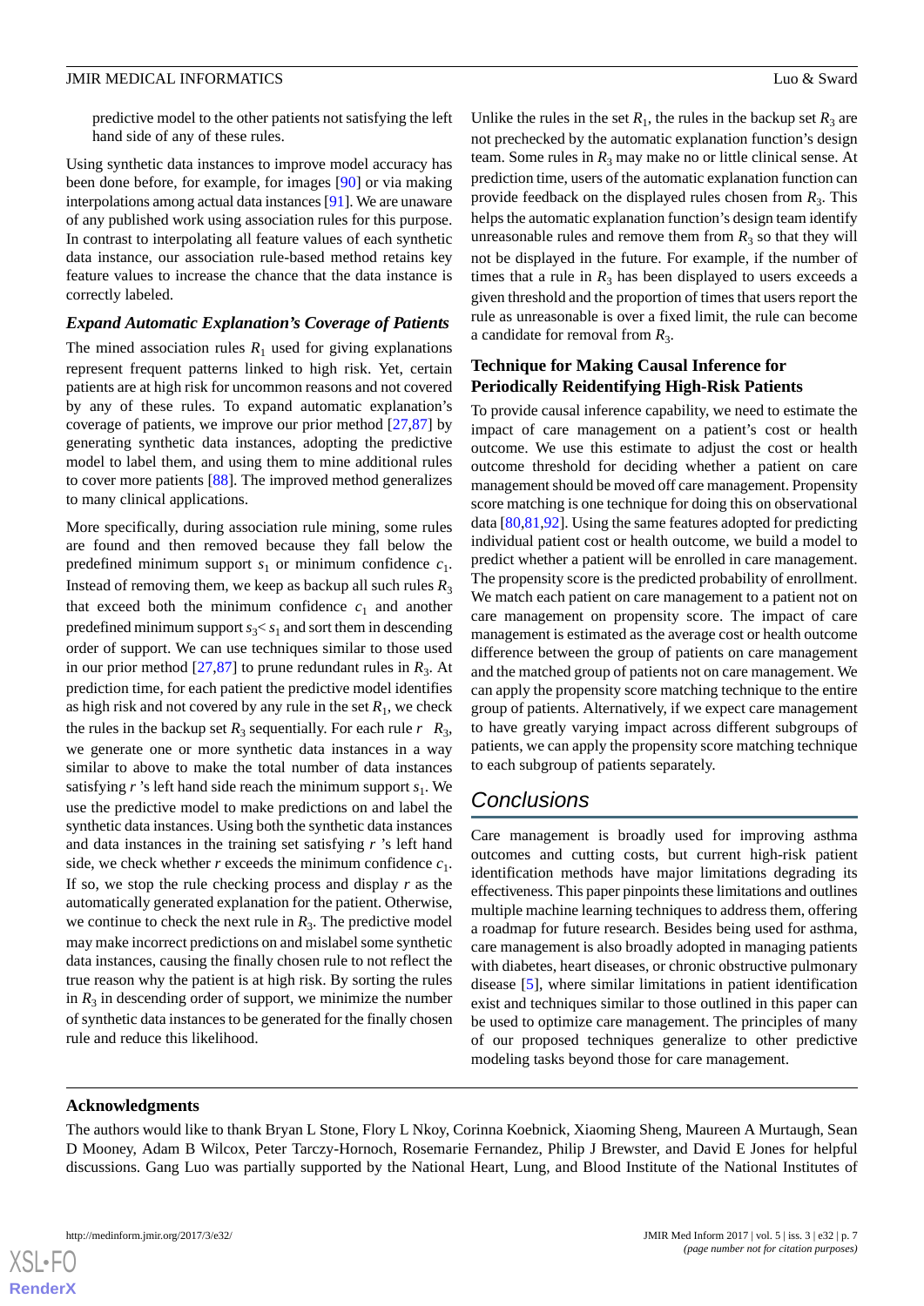predictive model to the other patients not satisfying the left hand side of any of these rules.

Using synthetic data instances to improve model accuracy has been done before, for example, for images [90] or via making interpolations among actual data instances [91]. We are unaware of any published work using association rules for this purpose. In contrast to interpolating all feature values of each synthetic data instance, our association rule-based method retains key feature values to increase the chance that the data instance is correctly labeled.

### *Expand Automatic Explanation's Coverage of Patients*

The mined association rules $R_1$ used for giving explanations represent frequent patterns linked to high risk. Yet, certain patients are at high risk for uncommon reasons and not covered by any of these rules. To expand automatic explanation's coverage of patients, we improve our prior method [27,87] by generating synthetic data instances, adopting the predictive model to label them, and using them to mine additional rules to cover more patients [88]. The improved method generalizes to many clinical applications.

More specifically, during association rule mining, some rules are found and then removed because they fall below the predefined minimum support $s_1$ or minimum confidence $c_1$. Instead of removing them, we keep as backup all such rules $R_3$ that exceed both the minimum confidence $c_1$ and another predefined minimum support $s_3 < s_1$ and sort them in descending order of support. We can use techniques similar to those used in our prior method [27,87] to prune redundant rules in $R_3$. At prediction time, for each patient the predictive model identifies as high risk and not covered by any rule in the set $R_1$, we check the rules in the backup set $R_3$ sequentially. For each rule $r \in R_3$, we generate one or more synthetic data instances in a way similar to above to make the total number of data instances satisfying $r$ 's left hand side reach the minimum support $s_1$. We use the predictive model to make predictions on and label the synthetic data instances. Using both the synthetic data instances and data instances in the training set satisfying $r$ 's left hand side, we check whether $r$ exceeds the minimum confidence $c_1$. If so, we stop the rule checking process and display $r$ as the automatically generated explanation for the patient. Otherwise, we continue to check the next rule in $R_3$. The predictive model may make incorrect predictions on and mislabel some synthetic data instances, causing the finally chosen rule to not reflect the true reason why the patient is at high risk. By sorting the rules in $R_3$ in descending order of support, we minimize the number of synthetic data instances to be generated for the finally chosen rule and reduce this likelihood.

Unlike the rules in the set $R_1$, the rules in the backup set $R_3$ are not prechecked by the automatic explanation function's design team. Some rules in $R_3$ may make no or little clinical sense. At prediction time, users of the automatic explanation function can provide feedback on the displayed rules chosen from $R_3$. This helps the automatic explanation function's design team identify unreasonable rules and remove them from $R_3$ so that they will not be displayed in the future. For example, if the number of times that a rule in $R_3$ has been displayed to users exceeds a given threshold and the proportion of times that users report the rule as unreasonable is over a fixed limit, the rule can become a candidate for removal from $R_3$.

### Technique for Making Causal Inference for Periodically Reidentifying High-Risk Patients

To provide causal inference capability, we need to estimate the impact of care management on a patient's cost or health outcome. We use this estimate to adjust the cost or health outcome threshold for deciding whether a patient on care management should be moved off care management. Propensity score matching is one technique for doing this on observational data [80,81,92]. Using the same features adopted for predicting individual patient cost or health outcome, we build a model to predict whether a patient will be enrolled in care management. The propensity score is the predicted probability of enrollment. We match each patient on care management to a patient not on care management on propensity score. The impact of care management is estimated as the average cost or health outcome difference between the group of patients on care management and the matched group of patients not on care management. We can apply the propensity score matching technique to the entire group of patients. Alternatively, if we expect care management to have greatly varying impact across different subgroups of patients, we can apply the propensity score matching technique to each subgroup of patients separately.

## Conclusions

Care management is broadly used for improving asthma outcomes and cutting costs, but current high-risk patient identification methods have major limitations degrading its effectiveness. This paper pinpoints these limitations and outlines multiple machine learning techniques to address them, offering a roadmap for future research. Besides being used for asthma, care management is also broadly adopted in managing patients with diabetes, heart diseases, or chronic obstructive pulmonary disease [5], where similar limitations in patient identification exist and techniques similar to those outlined in this paper can be used to optimize care management. The principles of many of our proposed techniques generalize to other predictive modeling tasks beyond those for care management.

### Acknowledgments

The authors would like to thank Bryan L Stone, Flory L Nkoy, Corinna Koebnick, Xiaoming Sheng, Maureen A Murtaugh, Sean D Mooney, Adam B Wilcox, Peter Tarczy-Hornoch, Rosemarie Fernandez, Philip J Brewster, and David E Jones for helpful discussions. Gang Luo was partially supported by the National Heart, Lung, and Blood Institute of the National Institutes of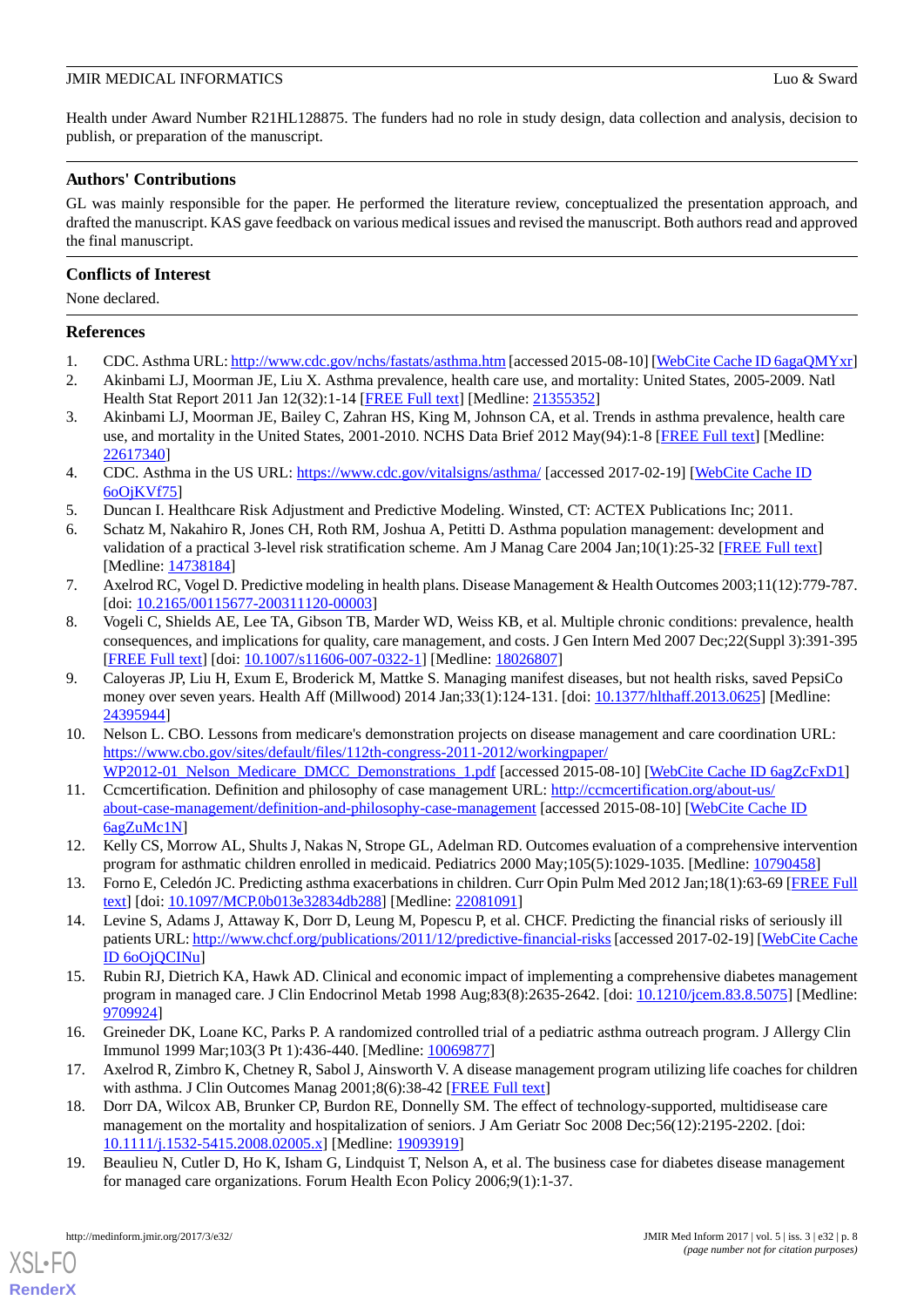Health under Award Number R21HL128875. The funders had no role in study design, data collection and analysis, decision to publish, or preparation of the manuscript.

## Authors' Contributions

GL was mainly responsible for the paper. He performed the literature review, conceptualized the presentation approach, and drafted the manuscript. KAS gave feedback on various medical issues and revised the manuscript. Both authors read and approved the final manuscript.

## Conflicts of Interest

None declared.

## References

1. CDC. Asthma URL: http://www.cdc.gov/nchs/fastats/asthma.htm [accessed 2015-08-10] [WebCite Cache ID 6agaQMYxr]
2. Akinbami LJ, Moorman JE, Liu X. Asthma prevalence, health care use, and mortality: United States, 2005-2009. Natl Health Stat Report 2011 Jan 12(32):1-14 [FREE Full text] [Medline: 21355352]
3. Akinbami LJ, Moorman JE, Bailey C, Zahran HS, King M, Johnson CA, et al. Trends in asthma prevalence, health care use, and mortality in the United States, 2001-2010. NCHS Data Brief 2012 May(94):1-8 [FREE Full text] [Medline: 22617340]
4. CDC. Asthma in the US URL: https://www.cdc.gov/vitalsigns/asthma/ [accessed 2017-02-19] [WebCite Cache ID 6oOjKVf75]
5. Duncan I. Healthcare Risk Adjustment and Predictive Modeling. Winsted, CT: ACTEX Publications Inc; 2011.
6. Schatz M, Nakahiro R, Jones CH, Roth RM, Joshua A, Petitti D. Asthma population management: development and validation of a practical 3-level risk stratification scheme. Am J Manag Care 2004 Jan;10(1):25-32 [FREE Full text] [Medline: 14738184]
7. Axelrod RC, Vogel D. Predictive modeling in health plans. Disease Management & Health Outcomes 2003;11(12):779-787. [doi: 10.2165/00115677-200311120-00003]
8. Vogeli C, Shields AE, Lee TA, Gibson TB, Marder WD, Weiss KB, et al. Multiple chronic conditions: prevalence, health consequences, and implications for quality, care management, and costs. J Gen Intern Med 2007 Dec;22(Suppl 3):391-395 [FREE Full text] [doi: 10.1007/s11606-007-0322-1] [Medline: 18026807]
9. Caloyeras JP, Liu H, Exum E, Broderick M, Mattke S. Managing manifest diseases, but not health risks, saved PepsiCo money over seven years. Health Aff (Millwood) 2014 Jan;33(1):124-131. [doi: 10.1377/hlthaff.2013.0625] [Medline: 24395944]
10. Nelson L. CBO. Lessons from medicare's demonstration projects on disease management and care coordination URL: https://www.cbo.gov/sites/default/files/112th-congress-2011-2012/workingpaper/WP2012-01_Nelson_Medicare_DMCC_Demonstrations_1.pdf [accessed 2015-08-10] [WebCite Cache ID 6agZcFxD1]
11. Ccmcertification. Definition and philosophy of case management URL: http://ccmcertification.org/about-us/about-case-management/definition-and-philosophy-case-management [accessed 2015-08-10] [WebCite Cache ID 6agZuMc1N]
12. Kelly CS, Morrow AL, Shults J, Nakas N, Strope GL, Adelman RD. Outcomes evaluation of a comprehensive intervention program for asthmatic children enrolled in medicaid. Pediatrics 2000 May;105(5):1029-1035. [Medline: 10790458]
13. Forno E, Celedón JC. Predicting asthma exacerbations in children. Curr Opin Pulm Med 2012 Jan;18(1):63-69 [FREE Full text] [doi: 10.1097/MCP.0b013e32834db288] [Medline: 22081091]
14. Levine S, Adams J, Attaway K, Dorr D, Leung M, Popescu P, et al. CHCF. Predicting the financial risks of seriously ill patients URL: http://www.chcf.org/publications/2011/12/predictive-financial-risks [accessed 2017-02-19] [WebCite Cache ID 6oOjQCINu]
15. Rubin RJ, Dietrich KA, Hawk AD. Clinical and economic impact of implementing a comprehensive diabetes management program in managed care. J Clin Endocrinol Metab 1998 Aug;83(8):2635-2642. [doi: 10.1210/jcem.83.8.5075] [Medline: 9709924]
16. Greineder DK, Loane KC, Parks P. A randomized controlled trial of a pediatric asthma outreach program. J Allergy Clin Immunol 1999 Mar;103(3 Pt 1):436-440. [Medline: 10069877]
17. Axelrod R, Zimbro K, Chetney R, Sabol J, Ainsworth V. A disease management program utilizing life coaches for children with asthma. J Clin Outcomes Manag 2001;8(6):38-42 [FREE Full text]
18. Dorr DA, Wilcox AB, Brunker CP, Burdon RE, Donnelly SM. The effect of technology-supported, multidisease care management on the mortality and hospitalization of seniors. J Am Geriatr Soc 2008 Dec;56(12):2195-2202. [doi: 10.1111/j.1532-5415.2008.02005.x] [Medline: 19093919]
19. Beaulieu N, Cutler D, Ho K, Isham G, Lindquist T, Nelson A, et al. The business case for diabetes disease management for managed care organizations. Forum Health Econ Policy 2006;9(1):1-37.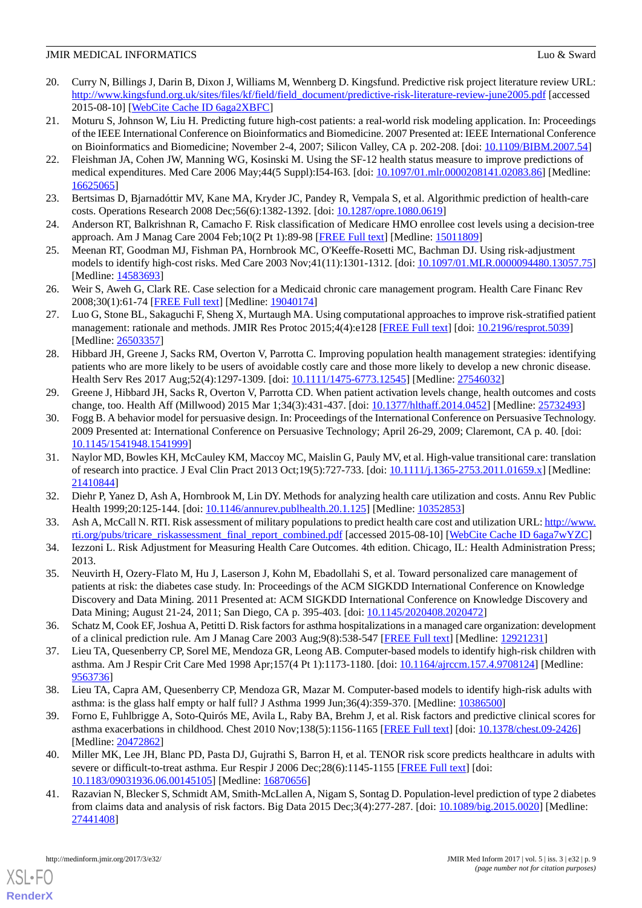20. Curry N, Billings J, Darin B, Dixon J, Williams M, Wennberg D. Kingsfund. Predictive risk project literature review URL: http://www.kingsfund.org.uk/sites/files/kf/field/field_document/predictive-risk-literature-review-june2005.pdf [accessed 2015-08-10] [WebCite Cache ID 6aga2XBFC]
21. Moturu S, Johnson W, Liu H. Predicting future high-cost patients: a real-world risk modeling application. In: Proceedings of the IEEE International Conference on Bioinformatics and Biomedicine. 2007 Presented at: IEEE International Conference on Bioinformatics and Biomedicine; November 2-4, 2007; Silicon Valley, CA p. 202-208. [doi: 10.1109/BIBM.2007.54]
22. Fleishman JA, Cohen JW, Manning WG, Kosinski M. Using the SF-12 health status measure to improve predictions of medical expenditures. Med Care 2006 May;44(5 Suppl):I54-I63. [doi: 10.1097/01.mlr.0000208141.02083.86] [Medline: 16625065]
23. Bertsimas D, Bjarnadóttir MV, Kane MA, Kryder JC, Pandey R, Vempala S, et al. Algorithmic prediction of health-care costs. Operations Research 2008 Dec;56(6):1382-1392. [doi: 10.1287/opre.1080.0619]
24. Anderson RT, Balkrishnan R, Camacho F. Risk classification of Medicare HMO enrollee cost levels using a decision-tree approach. Am J Manag Care 2004 Feb;10(2 Pt 1):89-98 [FREE Full text] [Medline: 15011809]
25. Meenan RT, Goodman MJ, Fishman PA, Hornbrook MC, O'Keeffe-Rosetti MC, Bachman DJ. Using risk-adjustment models to identify high-cost risks. Med Care 2003 Nov;41(11):1301-1312. [doi: 10.1097/01.MLR.0000094480.13057.75] [Medline: 14583693]
26. Weir S, Aweh G, Clark RE. Case selection for a Medicaid chronic care management program. Health Care Financ Rev 2008;30(1):61-74 [FREE Full text] [Medline: 19040174]
27. Luo G, Stone BL, Sakaguchi F, Sheng X, Murtaugh MA. Using computational approaches to improve risk-stratified patient management: rationale and methods. JMIR Res Protoc 2015;4(4):e128 [FREE Full text] [doi: 10.2196/resprot.5039] [Medline: 26503357]
28. Hibbard JH, Greene J, Sacks RM, Overton V, Parrotta C. Improving population health management strategies: identifying patients who are more likely to be users of avoidable costly care and those more likely to develop a new chronic disease. Health Serv Res 2017 Aug;52(4):1297-1309. [doi: 10.1111/1475-6773.12545] [Medline: 27546032]
29. Greene J, Hibbard JH, Sacks R, Overton V, Parrotta CD. When patient activation levels change, health outcomes and costs change, too. Health Aff (Millwood) 2015 Mar 1;34(3):431-437. [doi: 10.1377/hlthaff.2014.0452] [Medline: 25732493]
30. Fogg B. A behavior model for persuasive design. In: Proceedings of the International Conference on Persuasive Technology. 2009 Presented at: International Conference on Persuasive Technology; April 26-29, 2009; Claremont, CA p. 40. [doi: 10.1145/1541948.1541999]
31. Naylor MD, Bowles KH, McCauley KM, Maccoy MC, Maislin G, Pauly MV, et al. High-value transitional care: translation of research into practice. J Eval Clin Pract 2013 Oct;19(5):727-733. [doi: 10.1111/j.1365-2753.2011.01659.x] [Medline: 21410844]
32. Diehr P, Yanez D, Ash A, Hornbrook M, Lin DY. Methods for analyzing health care utilization and costs. Annu Rev Public Health 1999;20:125-144. [doi: 10.1146/annurev.publhealth.20.1.125] [Medline: 10352853]
33. Ash A, McCall N. RTI. Risk assessment of military populations to predict health care cost and utilization URL: http://www.rti.org/pubs/tricare_riskassessment_final_report_combined.pdf [accessed 2015-08-10] [WebCite Cache ID 6aga7wYZC]
34. Iezzoni L. Risk Adjustment for Measuring Health Care Outcomes. 4th edition. Chicago, IL: Health Administration Press; 2013.
35. Neuvirth H, Ozery-Flato M, Hu J, Laserson J, Kohn M, Ebadollahi S, et al. Toward personalized care management of patients at risk: the diabetes case study. In: Proceedings of the ACM SIGKDD International Conference on Knowledge Discovery and Data Mining. 2011 Presented at: ACM SIGKDD International Conference on Knowledge Discovery and Data Mining; August 21-24, 2011; San Diego, CA p. 395-403. [doi: 10.1145/2020408.2020472]
36. Schatz M, Cook EF, Joshua A, Petitti D. Risk factors for asthma hospitalizations in a managed care organization: development of a clinical prediction rule. Am J Manag Care 2003 Aug;9(8):538-547 [FREE Full text] [Medline: 12921231]
37. Lieu TA, Quesenberry CP, Sorel ME, Mendoza GR, Leong AB. Computer-based models to identify high-risk children with asthma. Am J Respir Crit Care Med 1998 Apr;157(4 Pt 1):1173-1180. [doi: 10.1164/ajrccm.157.4.9708124] [Medline: 9563736]
38. Lieu TA, Capra AM, Quesenberry CP, Mendoza GR, Mazar M. Computer-based models to identify high-risk adults with asthma: is the glass half empty or half full? J Asthma 1999 Jun;36(4):359-370. [Medline: 10386500]
39. Forno E, Fuhlbrigge A, Soto-Quirós ME, Avila L, Raby BA, Brehm J, et al. Risk factors and predictive clinical scores for asthma exacerbations in childhood. Chest 2010 Nov;138(5):1156-1165 [FREE Full text] [doi: 10.1378/chest.09-2426] [Medline: 20472862]
40. Miller MK, Lee JH, Blanc PD, Pasta DJ, Gujrathi S, Barron H, et al. TENOR risk score predicts healthcare in adults with severe or difficult-to-treat asthma. Eur Respir J 2006 Dec;28(6):1145-1155 [FREE Full text] [doi: 10.1183/09031936.06.00145105] [Medline: 16870656]
41. Razavian N, Blecker S, Schmidt AM, Smith-McLallen A, Nigam S, Sontag D. Population-level prediction of type 2 diabetes from claims data and analysis of risk factors. Big Data 2015 Dec;3(4):277-287. [doi: 10.1089/big.2015.0020] [Medline: 27441408]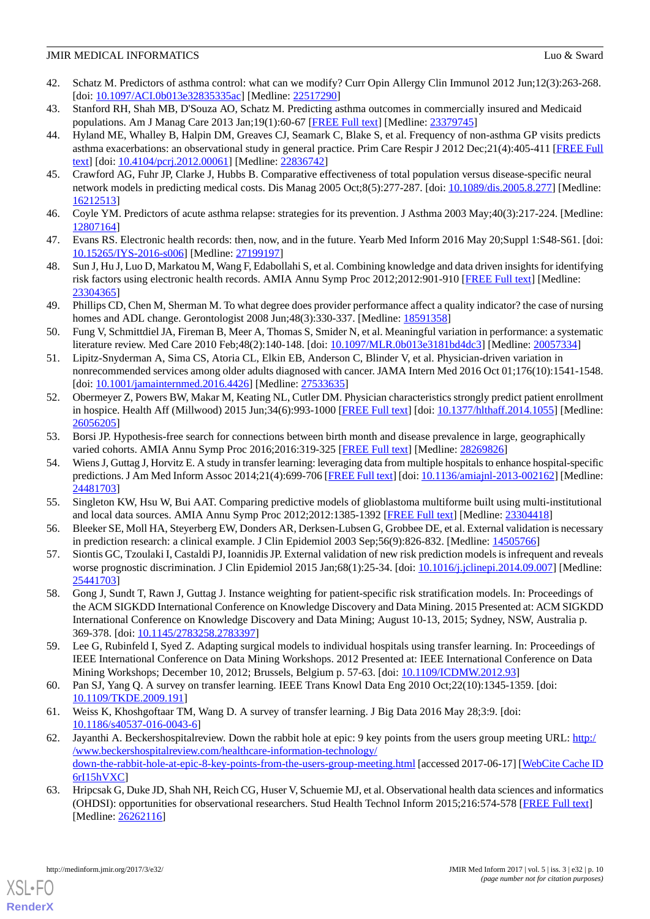42. Schatz M. Predictors of asthma control: what can we modify? Curr Opin Allergy Clin Immunol 2012 Jun;12(3):263-268. [doi: 10.1097/ACI.0b013e32835335ac] [Medline: 22517290]
43. Stanford RH, Shah MB, D'Souza AO, Schatz M. Predicting asthma outcomes in commercially insured and Medicaid populations. Am J Manag Care 2013 Jan;19(1):60-67 [FREE Full text] [Medline: 23379745]
44. Hyland ME, Whalley B, Halpin DM, Greaves CJ, Seamark C, Blake S, et al. Frequency of non-asthma GP visits predicts asthma exacerbations: an observational study in general practice. Prim Care Respir J 2012 Dec;21(4):405-411 [FREE Full text] [doi: 10.4104/pcrj.2012.00061] [Medline: 22836742]
45. Crawford AG, Fuhr JP, Clarke J, Hubbs B. Comparative effectiveness of total population versus disease-specific neural network models in predicting medical costs. Dis Manag 2005 Oct;8(5):277-287. [doi: 10.1089/dis.2005.8.277] [Medline: 16212513]
46. Coyle YM. Predictors of acute asthma relapse: strategies for its prevention. J Asthma 2003 May;40(3):217-224. [Medline: 12807164]
47. Evans RS. Electronic health records: then, now, and in the future. Yearb Med Inform 2016 May 20;Suppl 1:S48-S61. [doi: 10.15265/IYS-2016-s006] [Medline: 27199197]
48. Sun J, Hu J, Luo D, Markatou M, Wang F, Edabollahi S, et al. Combining knowledge and data driven insights for identifying risk factors using electronic health records. AMIA Annu Symp Proc 2012;2012:901-910 [FREE Full text] [Medline: 23304365]
49. Phillips CD, Chen M, Sherman M. To what degree does provider performance affect a quality indicator? the case of nursing homes and ADL change. Gerontologist 2008 Jun;48(3):330-337. [Medline: 18591358]
50. Fung V, Schmittdiel JA, Fireman B, Meer A, Thomas S, Smider N, et al. Meaningful variation in performance: a systematic literature review. Med Care 2010 Feb;48(2):140-148. [doi: 10.1097/MLR.0b013e3181bd4dc3] [Medline: 20057334]
51. Lipitz-Snyderman A, Sima CS, Atoria CL, Elkin EB, Anderson C, Blinder V, et al. Physician-driven variation in nonrecommended services among older adults diagnosed with cancer. JAMA Intern Med 2016 Oct 01;176(10):1541-1548. [doi: 10.1001/jamainternmed.2016.4426] [Medline: 27533635]
52. Obermeyer Z, Powers BW, Makar M, Keating NL, Cutler DM. Physician characteristics strongly predict patient enrollment in hospice. Health Aff (Millwood) 2015 Jun;34(6):993-1000 [FREE Full text] [doi: 10.1377/hlthaff.2014.1055] [Medline: 26056205]
53. Borsi JP. Hypothesis-free search for connections between birth month and disease prevalence in large, geographically varied cohorts. AMIA Annu Symp Proc 2016;2016:319-325 [FREE Full text] [Medline: 28269826]
54. Wiens J, Guttag J, Horvitz E. A study in transfer learning: leveraging data from multiple hospitals to enhance hospital-specific predictions. J Am Med Inform Assoc 2014;21(4):699-706 [FREE Full text] [doi: 10.1136/amiajnl-2013-002162] [Medline: 24481703]
55. Singleton KW, Hsu W, Bui AAT. Comparing predictive models of glioblastoma multiforme built using multi-institutional and local data sources. AMIA Annu Symp Proc 2012;2012:1385-1392 [FREE Full text] [Medline: 23304418]
56. Bleeker SE, Moll HA, Steyerberg EW, Donders AR, Derksen-Lubsen G, Grobbee DE, et al. External validation is necessary in prediction research: a clinical example. J Clin Epidemiol 2003 Sep;56(9):826-832. [Medline: 14505766]
57. Siontis GC, Tzoulaki I, Castaldi PJ, Ioannidis JP. External validation of new risk prediction models is infrequent and reveals worse prognostic discrimination. J Clin Epidemiol 2015 Jan;68(1):25-34. [doi: 10.1016/j.jclinepi.2014.09.007] [Medline: 25441703]
58. Gong J, Sundt T, Rawn J, Guttag J. Instance weighting for patient-specific risk stratification models. In: Proceedings of the ACM SIGKDD International Conference on Knowledge Discovery and Data Mining. 2015 Presented at: ACM SIGKDD International Conference on Knowledge Discovery and Data Mining; August 10-13, 2015; Sydney, NSW, Australia p. 369-378. [doi: 10.1145/2783258.2783397]
59. Lee G, Rubinfeld I, Syed Z. Adapting surgical models to individual hospitals using transfer learning. In: Proceedings of IEEE International Conference on Data Mining Workshops. 2012 Presented at: IEEE International Conference on Data Mining Workshops; December 10, 2012; Brussels, Belgium p. 57-63. [doi: 10.1109/ICDMW.2012.93]
60. Pan SJ, Yang Q. A survey on transfer learning. IEEE Trans Knowl Data Eng 2010 Oct;22(10):1345-1359. [doi: 10.1109/TKDE.2009.191]
61. Weiss K, Khoshgoftaar TM, Wang D. A survey of transfer learning. J Big Data 2016 May 28;3:9. [doi: 10.1186/s40537-016-0043-6]
62. Jayanthi A. Beckershospitalreview. Down the rabbit hole at epic: 9 key points from the users group meeting URL: http://www.beckershospitalreview.com/healthcare-information-technology/down-the-rabbit-hole-at-epic-8-key-points-from-the-users-group-meeting.html [accessed 2017-06-17] [WebCite Cache ID 6rI15hVXC]
63. Hripcsak G, Duke JD, Shah NH, Reich CG, Huser V, Schuemie MJ, et al. Observational health data sciences and informatics (OHDSI): opportunities for observational researchers. Stud Health Technol Inform 2015;216:574-578 [FREE Full text] [Medline: 26262116]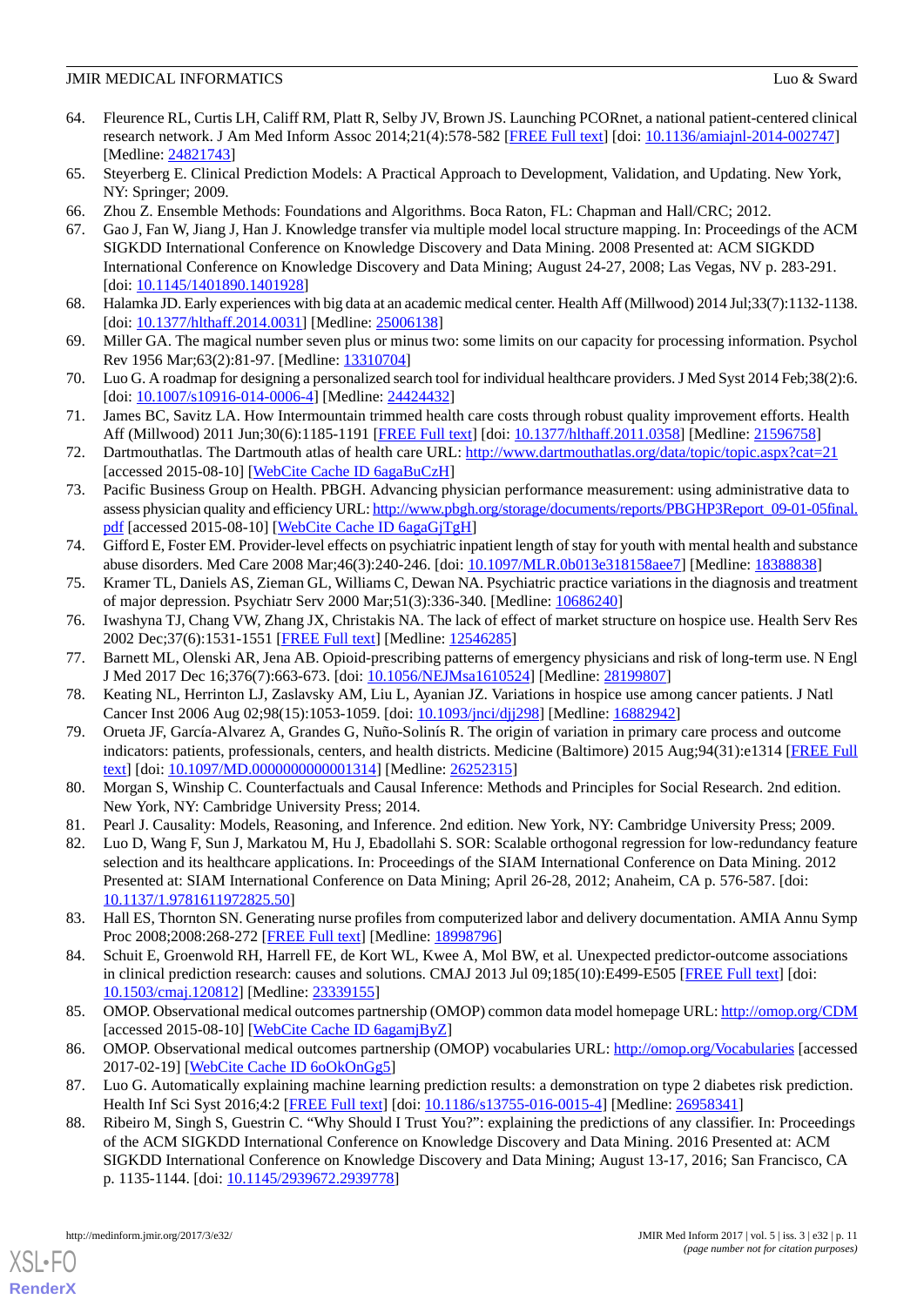64. Fleurence RL, Curtis LH, Califf RM, Platt R, Selby JV, Brown JS. Launching PCORnet, a national patient-centered clinical research network. J Am Med Inform Assoc 2014;21(4):578-582 [FREE Full text] [doi: 10.1136/amiajnl-2014-002747] [Medline: 24821743]
65. Steyerberg E. Clinical Prediction Models: A Practical Approach to Development, Validation, and Updating. New York, NY: Springer; 2009.
66. Zhou Z. Ensemble Methods: Foundations and Algorithms. Boca Raton, FL: Chapman and Hall/CRC; 2012.
67. Gao J, Fan W, Jiang J, Han J. Knowledge transfer via multiple model local structure mapping. In: Proceedings of the ACM SIGKDD International Conference on Knowledge Discovery and Data Mining. 2008 Presented at: ACM SIGKDD International Conference on Knowledge Discovery and Data Mining; August 24-27, 2008; Las Vegas, NV p. 283-291. [doi: 10.1145/1401890.1401928]
68. Halamka JD. Early experiences with big data at an academic medical center. Health Aff (Millwood) 2014 Jul;33(7):1132-1138. [doi: 10.1377/hlthaff.2014.0031] [Medline: 25006138]
69. Miller GA. The magical number seven plus or minus two: some limits on our capacity for processing information. Psychol Rev 1956 Mar;63(2):81-97. [Medline: 13310704]
70. Luo G. A roadmap for designing a personalized search tool for individual healthcare providers. J Med Syst 2014 Feb;38(2):6. [doi: 10.1007/s10916-014-0006-4] [Medline: 24424432]
71. James BC, Savitz LA. How Intermountain trimmed health care costs through robust quality improvement efforts. Health Aff (Millwood) 2011 Jun;30(6):1185-1191 [FREE Full text] [doi: 10.1377/hlthaff.2011.0358] [Medline: 21596758]
72. Dartmouthatlas. The Dartmouth atlas of health care URL: http://www.dartmouthatlas.org/data/topic/topic.aspx?cat=21 [accessed 2015-08-10] [WebCite Cache ID 6agaBuCzH]
73. Pacific Business Group on Health. PBGH. Advancing physician performance measurement: using administrative data to assess physician quality and efficiency URL: http://www.pbgh.org/storage/documents/reports/PBGHP3Report_09-01-05final.pdf [accessed 2015-08-10] [WebCite Cache ID 6agaGjTgH]
74. Gifford E, Foster EM. Provider-level effects on psychiatric inpatient length of stay for youth with mental health and substance abuse disorders. Med Care 2008 Mar;46(3):240-246. [doi: 10.1097/MLR.0b013e318158aee7] [Medline: 18388838]
75. Kramer TL, Daniels AS, Zieman GL, Williams C, Dewan NA. Psychiatric practice variations in the diagnosis and treatment of major depression. Psychiatr Serv 2000 Mar;51(3):336-340. [Medline: 10686240]
76. Iwashyna TJ, Chang VW, Zhang JX, Christakis NA. The lack of effect of market structure on hospice use. Health Serv Res 2002 Dec;37(6):1531-1551 [FREE Full text] [Medline: 12546285]
77. Barnett ML, Olenski AR, Jena AB. Opioid-prescribing patterns of emergency physicians and risk of long-term use. N Engl J Med 2017 Dec 16;376(7):663-673. [doi: 10.1056/NEJMsa1610524] [Medline: 28199807]
78. Keating NL, Herrinton LJ, Zaslavsky AM, Liu L, Ayanian JZ. Variations in hospice use among cancer patients. J Natl Cancer Inst 2006 Aug 02;98(15):1053-1059. [doi: 10.1093/jnci/djj298] [Medline: 16882942]
79. Orueta JF, García-Alvarez A, Grandes G, Nuño-Solinís R. The origin of variation in primary care process and outcome indicators: patients, professionals, centers, and health districts. Medicine (Baltimore) 2015 Aug;94(31):e1314 [FREE Full text] [doi: 10.1097/MD.0000000000001314] [Medline: 26252315]
80. Morgan S, Winship C. Counterfactuals and Causal Inference: Methods and Principles for Social Research. 2nd edition. New York, NY: Cambridge University Press; 2014.
81. Pearl J. Causality: Models, Reasoning, and Inference. 2nd edition. New York, NY: Cambridge University Press; 2009.
82. Luo D, Wang F, Sun J, Markatou M, Hu J, Ebadollahi S. SOR: Scalable orthogonal regression for low-redundancy feature selection and its healthcare applications. In: Proceedings of the SIAM International Conference on Data Mining. 2012 Presented at: SIAM International Conference on Data Mining; April 26-28, 2012; Anaheim, CA p. 576-587. [doi: 10.1137/1.9781611972825.50]
83. Hall ES, Thornton SN. Generating nurse profiles from computerized labor and delivery documentation. AMIA Annu Symp Proc 2008;2008:268-272 [FREE Full text] [Medline: 18998796]
84. Schuit E, Groenwold RH, Harrell FE, de Kort WL, Kwee A, Mol BW, et al. Unexpected predictor-outcome associations in clinical prediction research: causes and solutions. CMAJ 2013 Jul 09;185(10):E499-E505 [FREE Full text] [doi: 10.1503/cmaj.120812] [Medline: 23339155]
85. OMOP. Observational medical outcomes partnership (OMOP) common data model homepage URL: http://omop.org/CDM [accessed 2015-08-10] [WebCite Cache ID 6agamjByZ]
86. OMOP. Observational medical outcomes partnership (OMOP) vocabularies URL: http://omop.org/Vocabularies [accessed 2017-02-19] [WebCite Cache ID 6oOkOnGg5]
87. Luo G. Automatically explaining machine learning prediction results: a demonstration on type 2 diabetes risk prediction. Health Inf Sci Syst 2016;4:2 [FREE Full text] [doi: 10.1186/s13755-016-0015-4] [Medline: 26958341]
88. Ribeiro M, Singh S, Guestrin C. "Why Should I Trust You?": explaining the predictions of any classifier. In: Proceedings of the ACM SIGKDD International Conference on Knowledge Discovery and Data Mining. 2016 Presented at: ACM SIGKDD International Conference on Knowledge Discovery and Data Mining; August 13-17, 2016; San Francisco, CA p. 1135-1144. [doi: 10.1145/2939672.2939778]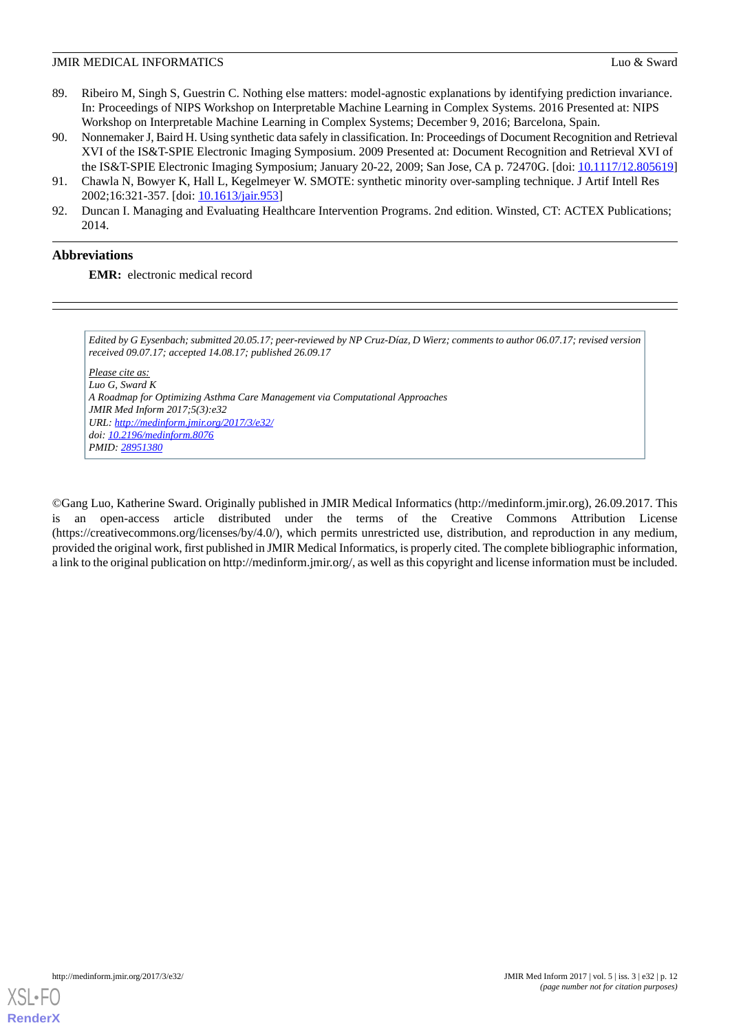89. Ribeiro M, Singh S, Guestrin C. Nothing else matters: model-agnostic explanations by identifying prediction invariance. In: Proceedings of NIPS Workshop on Interpretable Machine Learning in Complex Systems. 2016 Presented at: NIPS Workshop on Interpretable Machine Learning in Complex Systems; December 9, 2016; Barcelona, Spain.
90. Nonnemaker J, Baird H. Using synthetic data safely in classification. In: Proceedings of Document Recognition and Retrieval XVI of the IS&T-SPIE Electronic Imaging Symposium. 2009 Presented at: Document Recognition and Retrieval XVI of the IS&T-SPIE Electronic Imaging Symposium; January 20-22, 2009; San Jose, CA p. 72470G. [doi: 10.1117/12.805619]
91. Chawla N, Bowyer K, Hall L, Kegelmeyer W. SMOTE: synthetic minority over-sampling technique. J Artif Intell Res 2002;16:321-357. [doi: 10.1613/jair.953]
92. Duncan I. Managing and Evaluating Healthcare Intervention Programs. 2nd edition. Winsted, CT: ACTEX Publications; 2014.

## Abbreviations

**EMR:** electronic medical record

*Edited by G Eysenbach; submitted 20.05.17; peer-reviewed by NP Cruz-Díaz, D Wierz; comments to author 06.07.17; revised version received 09.07.17; accepted 14.08.17; published 26.09.17*

*Please cite as:*
*Luo G, Sward K*
*A Roadmap for Optimizing Asthma Care Management via Computational Approaches*
*JMIR Med Inform 2017;5(3):e32*
*URL: http://medinform.jmir.org/2017/3/e32/*
*doi: 10.2196/medinform.8076*
*PMID: 28951380*

©Gang Luo, Katherine Sward. Originally published in JMIR Medical Informatics (http://medinform.jmir.org), 26.09.2017. This is an open-access article distributed under the terms of the Creative Commons Attribution License (https://creativecommons.org/licenses/by/4.0/), which permits unrestricted use, distribution, and reproduction in any medium, provided the original work, first published in JMIR Medical Informatics, is properly cited. The complete bibliographic information, a link to the original publication on http://medinform.jmir.org/, as well as this copyright and license information must be included.